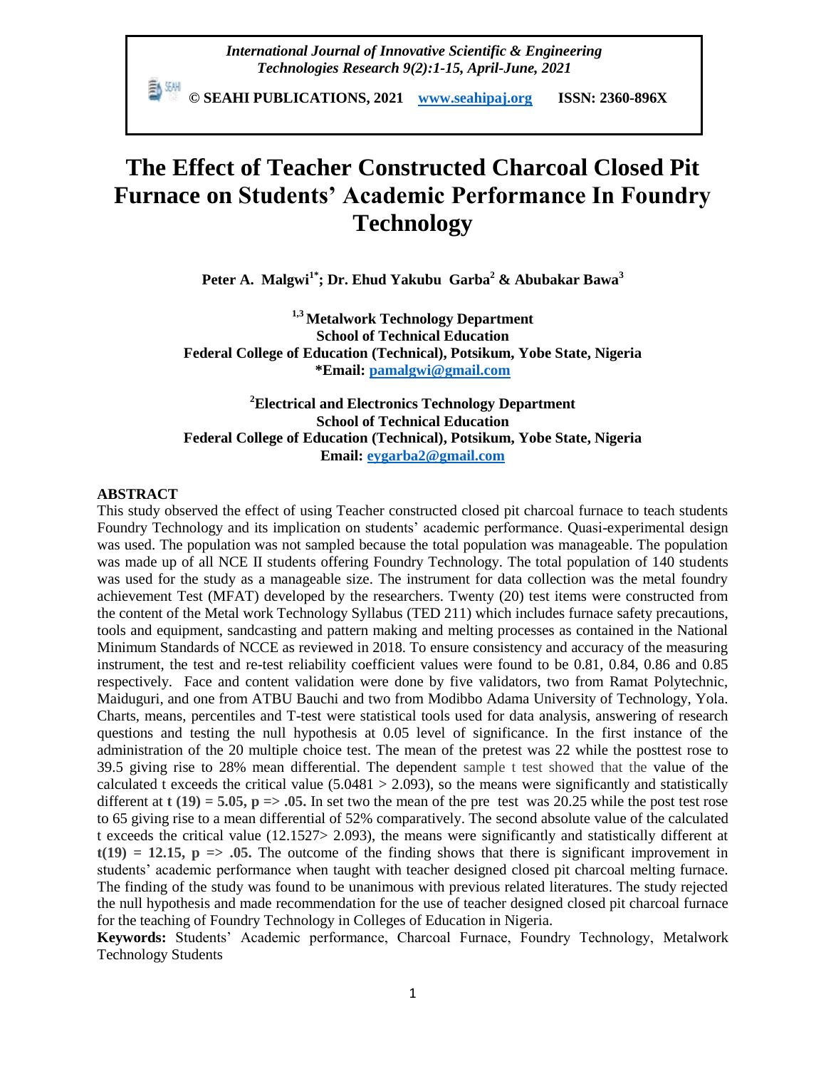# The Effect of Teacher Constructed Charcoal Closed Pit Furnace on Students' Academic Performance In Foundry Technology

**Peter A. Malgwi[1*]; Dr. Ehud Yakubu Garba[2] & Abubakar Bawa[3]**

**[1,3] Metalwork Technology Department**
**School of Technical Education**
**Federal College of Education (Technical), Potsikum, Yobe State, Nigeria**
***Email: pamalgwi@gmail.com**

**[2] Electrical and Electronics Technology Department**
**School of Technical Education**
**Federal College of Education (Technical), Potsikum, Yobe State, Nigeria**
**Email: eygarba2@gmail.com**

## ABSTRACT

This study observed the effect of using Teacher constructed closed pit charcoal furnace to teach students Foundry Technology and its implication on students' academic performance. Quasi-experimental design was used. The population was not sampled because the total population was manageable. The population was made up of all NCE II students offering Foundry Technology. The total population of 140 students was used for the study as a manageable size. The instrument for data collection was the metal foundry achievement Test (MFAT) developed by the researchers. Twenty (20) test items were constructed from the content of the Metal work Technology Syllabus (TED 211) which includes furnace safety precautions, tools and equipment, sandcasting and pattern making and melting processes as contained in the National Minimum Standards of NCCE as reviewed in 2018. To ensure consistency and accuracy of the measuring instrument, the test and re-test reliability coefficient values were found to be 0.81, 0.84, 0.86 and 0.85 respectively. Face and content validation were done by five validators, two from Ramat Polytechnic, Maiduguri, and one from ATBU Bauchi and two from Modibbo Adama University of Technology, Yola. Charts, means, percentiles and T-test were statistical tools used for data analysis, answering of research questions and testing the null hypothesis at 0.05 level of significance. In the first instance of the administration of the 20 multiple choice test. The mean of the pretest was 22 while the posttest rose to 39.5 giving rise to 28% mean differential. The dependent sample t test showed that the value of the calculated t exceeds the critical value (5.0481 > 2.093), so the means were significantly and statistically different at **t (19) = 5.05, p => .05.** In set two the mean of the pre test was 20.25 while the post test rose to 65 giving rise to a mean differential of 52% comparatively. The second absolute value of the calculated t exceeds the critical value (12.1527> 2.093), the means were significantly and statistically different at **t(19) = 12.15, p => .05.** The outcome of the finding shows that there is significant improvement in students' academic performance when taught with teacher designed closed pit charcoal melting furnace. The finding of the study was found to be unanimous with previous related literatures. The study rejected the null hypothesis and made recommendation for the use of teacher designed closed pit charcoal furnace for the teaching of Foundry Technology in Colleges of Education in Nigeria.

**Keywords:** Students' Academic performance, Charcoal Furnace, Foundry Technology, Metalwork Technology Students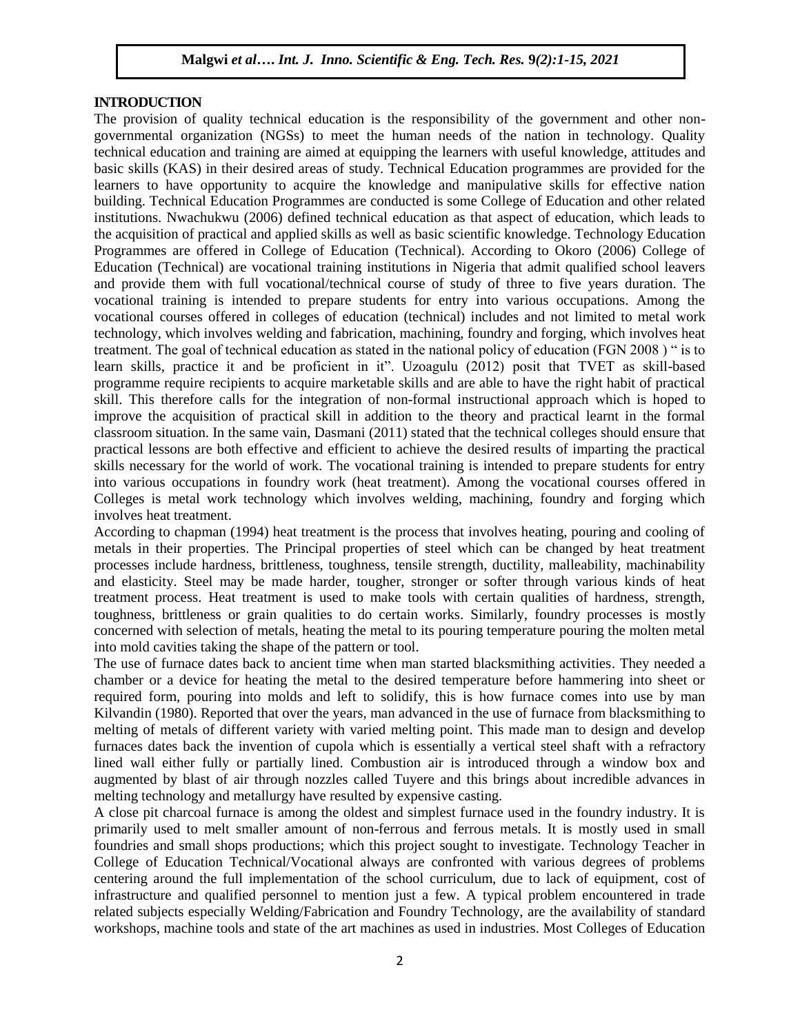**INTRODUCTION**

The provision of quality technical education is the responsibility of the government and other non-governmental organization (NGSs) to meet the human needs of the nation in technology. Quality technical education and training are aimed at equipping the learners with useful knowledge, attitudes and basic skills (KAS) in their desired areas of study. Technical Education programmes are provided for the learners to have opportunity to acquire the knowledge and manipulative skills for effective nation building. Technical Education Programmes are conducted is some College of Education and other related institutions. Nwachukwu (2006) defined technical education as that aspect of education, which leads to the acquisition of practical and applied skills as well as basic scientific knowledge. Technology Education Programmes are offered in College of Education (Technical). According to Okoro (2006) College of Education (Technical) are vocational training institutions in Nigeria that admit qualified school leavers and provide them with full vocational/technical course of study of three to five years duration. The vocational training is intended to prepare students for entry into various occupations. Among the vocational courses offered in colleges of education (technical) includes and not limited to metal work technology, which involves welding and fabrication, machining, foundry and forging, which involves heat treatment. The goal of technical education as stated in the national policy of education (FGN 2008 ) " is to learn skills, practice it and be proficient in it". Uzoagulu (2012) posit that TVET as skill-based programme require recipients to acquire marketable skills and are able to have the right habit of practical skill. This therefore calls for the integration of non-formal instructional approach which is hoped to improve the acquisition of practical skill in addition to the theory and practical learnt in the formal classroom situation. In the same vain, Dasmani (2011) stated that the technical colleges should ensure that practical lessons are both effective and efficient to achieve the desired results of imparting the practical skills necessary for the world of work. The vocational training is intended to prepare students for entry into various occupations in foundry work (heat treatment). Among the vocational courses offered in Colleges is metal work technology which involves welding, machining, foundry and forging which involves heat treatment.

According to chapman (1994) heat treatment is the process that involves heating, pouring and cooling of metals in their properties. The Principal properties of steel which can be changed by heat treatment processes include hardness, brittleness, toughness, tensile strength, ductility, malleability, machinability and elasticity. Steel may be made harder, tougher, stronger or softer through various kinds of heat treatment process. Heat treatment is used to make tools with certain qualities of hardness, strength, toughness, brittleness or grain qualities to do certain works. Similarly, foundry processes is mostly concerned with selection of metals, heating the metal to its pouring temperature pouring the molten metal into mold cavities taking the shape of the pattern or tool.

The use of furnace dates back to ancient time when man started blacksmithing activities. They needed a chamber or a device for heating the metal to the desired temperature before hammering into sheet or required form, pouring into molds and left to solidify, this is how furnace comes into use by man Kilvandin (1980). Reported that over the years, man advanced in the use of furnace from blacksmithing to melting of metals of different variety with varied melting point. This made man to design and develop furnaces dates back the invention of cupola which is essentially a vertical steel shaft with a refractory lined wall either fully or partially lined. Combustion air is introduced through a window box and augmented by blast of air through nozzles called Tuyere and this brings about incredible advances in melting technology and metallurgy have resulted by expensive casting.

A close pit charcoal furnace is among the oldest and simplest furnace used in the foundry industry. It is primarily used to melt smaller amount of non-ferrous and ferrous metals. It is mostly used in small foundries and small shops productions; which this project sought to investigate. Technology Teacher in College of Education Technical/Vocational always are confronted with various degrees of problems centering around the full implementation of the school curriculum, due to lack of equipment, cost of infrastructure and qualified personnel to mention just a few. A typical problem encountered in trade related subjects especially Welding/Fabrication and Foundry Technology, are the availability of standard workshops, machine tools and state of the art machines as used in industries. Most Colleges of Education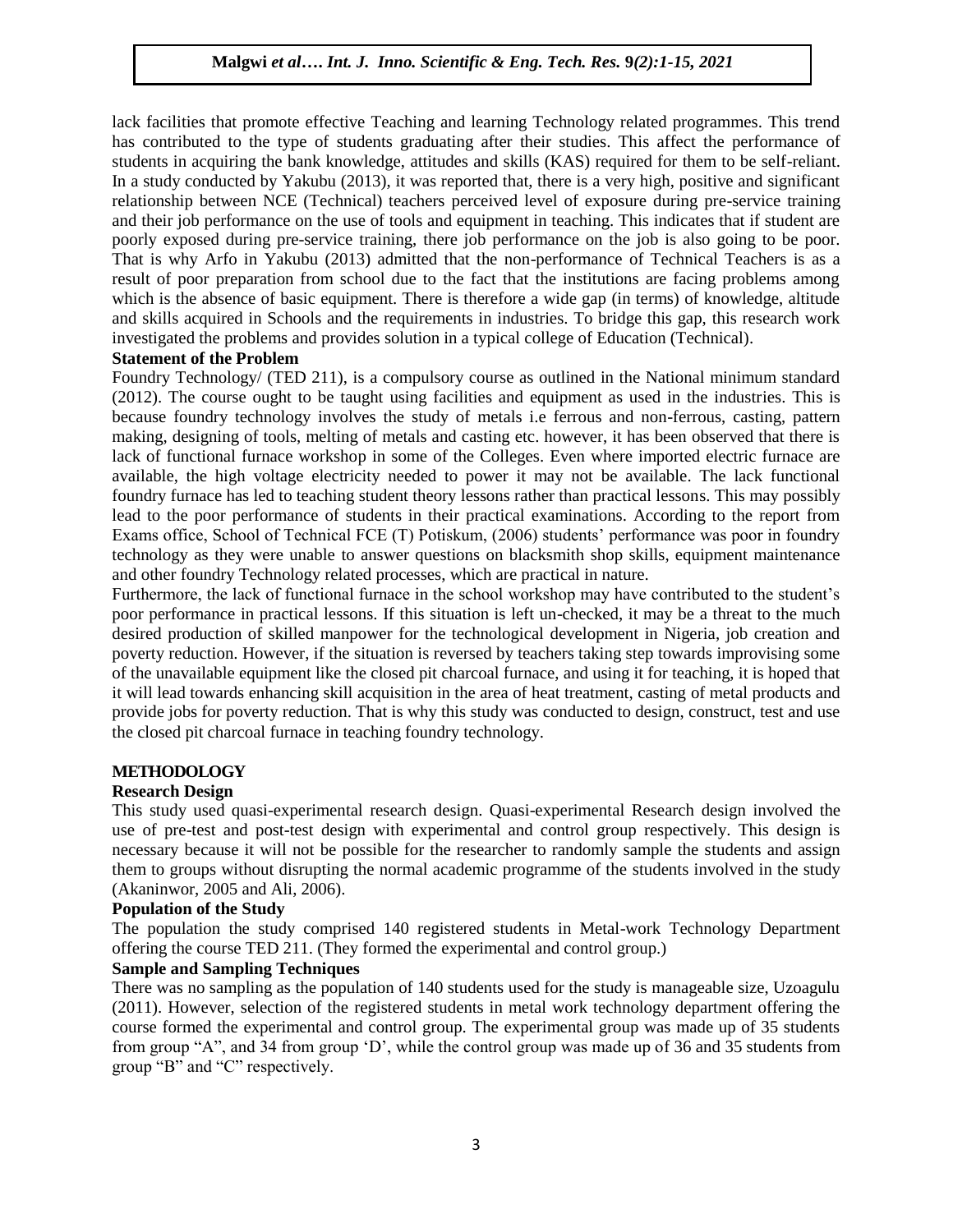lack facilities that promote effective Teaching and learning Technology related programmes. This trend has contributed to the type of students graduating after their studies. This affect the performance of students in acquiring the bank knowledge, attitudes and skills (KAS) required for them to be self-reliant. In a study conducted by Yakubu (2013), it was reported that, there is a very high, positive and significant relationship between NCE (Technical) teachers perceived level of exposure during pre-service training and their job performance on the use of tools and equipment in teaching. This indicates that if student are poorly exposed during pre-service training, there job performance on the job is also going to be poor. That is why Arfo in Yakubu (2013) admitted that the non-performance of Technical Teachers is as a result of poor preparation from school due to the fact that the institutions are facing problems among which is the absence of basic equipment. There is therefore a wide gap (in terms) of knowledge, altitude and skills acquired in Schools and the requirements in industries. To bridge this gap, this research work investigated the problems and provides solution in a typical college of Education (Technical).

**Statement of the Problem**

Foundry Technology/ (TED 211), is a compulsory course as outlined in the National minimum standard (2012). The course ought to be taught using facilities and equipment as used in the industries. This is because foundry technology involves the study of metals i.e ferrous and non-ferrous, casting, pattern making, designing of tools, melting of metals and casting etc. however, it has been observed that there is lack of functional furnace workshop in some of the Colleges. Even where imported electric furnace are available, the high voltage electricity needed to power it may not be available. The lack functional foundry furnace has led to teaching student theory lessons rather than practical lessons. This may possibly lead to the poor performance of students in their practical examinations. According to the report from Exams office, School of Technical FCE (T) Potiskum, (2006) students' performance was poor in foundry technology as they were unable to answer questions on blacksmith shop skills, equipment maintenance and other foundry Technology related processes, which are practical in nature.

Furthermore, the lack of functional furnace in the school workshop may have contributed to the student's poor performance in practical lessons. If this situation is left un-checked, it may be a threat to the much desired production of skilled manpower for the technological development in Nigeria, job creation and poverty reduction. However, if the situation is reversed by teachers taking step towards improvising some of the unavailable equipment like the closed pit charcoal furnace, and using it for teaching, it is hoped that it will lead towards enhancing skill acquisition in the area of heat treatment, casting of metal products and provide jobs for poverty reduction. That is why this study was conducted to design, construct, test and use the closed pit charcoal furnace in teaching foundry technology.

## METHODOLOGY

**Research Design**

This study used quasi-experimental research design. Quasi-experimental Research design involved the use of pre-test and post-test design with experimental and control group respectively. This design is necessary because it will not be possible for the researcher to randomly sample the students and assign them to groups without disrupting the normal academic programme of the students involved in the study (Akaninwor, 2005 and Ali, 2006).

**Population of the Study**

The population the study comprised 140 registered students in Metal-work Technology Department offering the course TED 211. (They formed the experimental and control group.)

**Sample and Sampling Techniques**

There was no sampling as the population of 140 students used for the study is manageable size, Uzoagulu (2011). However, selection of the registered students in metal work technology department offering the course formed the experimental and control group. The experimental group was made up of 35 students from group "A", and 34 from group 'D', while the control group was made up of 36 and 35 students from group "B" and "C" respectively.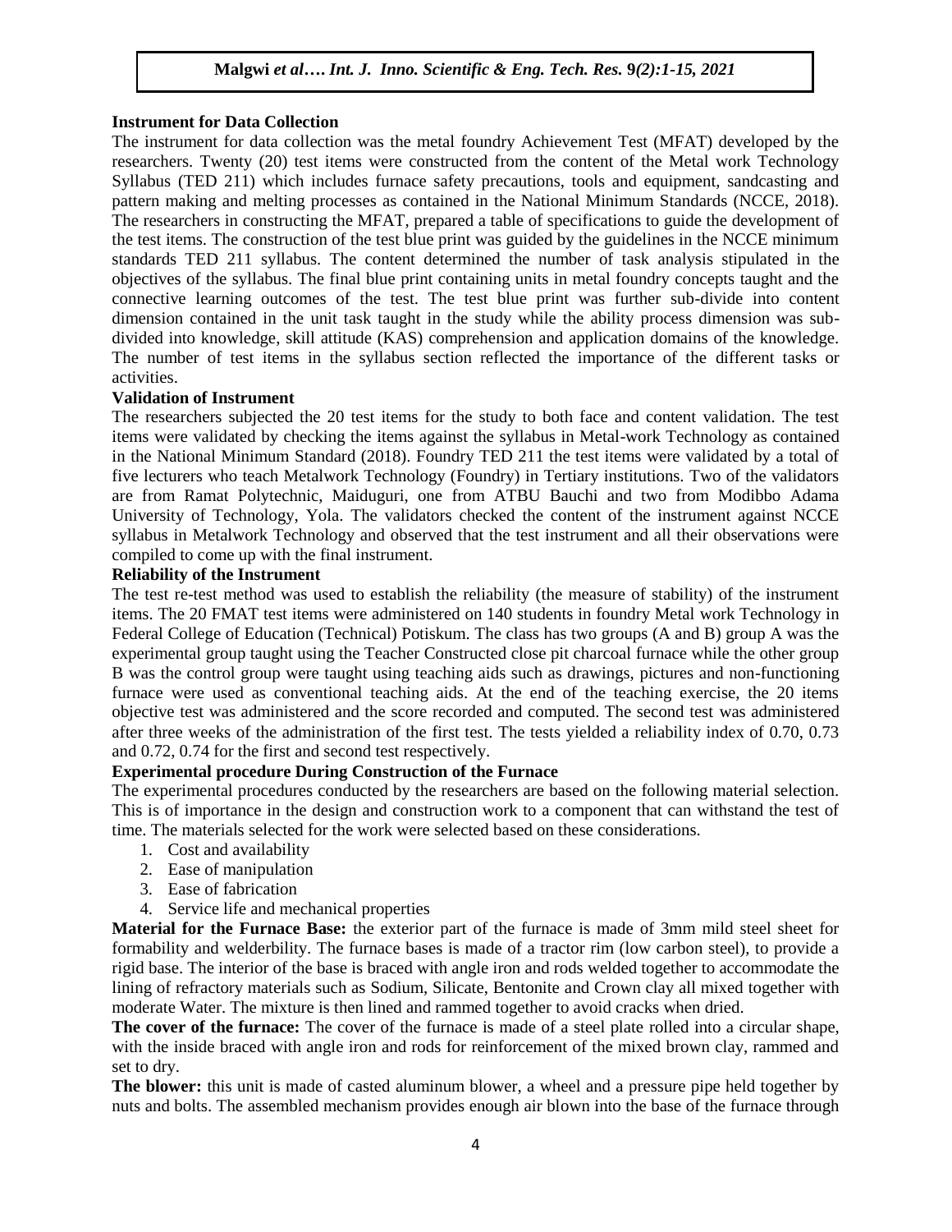**Instrument for Data Collection**

The instrument for data collection was the metal foundry Achievement Test (MFAT) developed by the researchers. Twenty (20) test items were constructed from the content of the Metal work Technology Syllabus (TED 211) which includes furnace safety precautions, tools and equipment, sandcasting and pattern making and melting processes as contained in the National Minimum Standards (NCCE, 2018). The researchers in constructing the MFAT, prepared a table of specifications to guide the development of the test items. The construction of the test blue print was guided by the guidelines in the NCCE minimum standards TED 211 syllabus. The content determined the number of task analysis stipulated in the objectives of the syllabus. The final blue print containing units in metal foundry concepts taught and the connective learning outcomes of the test. The test blue print was further sub-divide into content dimension contained in the unit task taught in the study while the ability process dimension was sub-divided into knowledge, skill attitude (KAS) comprehension and application domains of the knowledge. The number of test items in the syllabus section reflected the importance of the different tasks or activities.

**Validation of Instrument**

The researchers subjected the 20 test items for the study to both face and content validation. The test items were validated by checking the items against the syllabus in Metal-work Technology as contained in the National Minimum Standard (2018). Foundry TED 211 the test items were validated by a total of five lecturers who teach Metalwork Technology (Foundry) in Tertiary institutions. Two of the validators are from Ramat Polytechnic, Maiduguri, one from ATBU Bauchi and two from Modibbo Adama University of Technology, Yola. The validators checked the content of the instrument against NCCE syllabus in Metalwork Technology and observed that the test instrument and all their observations were compiled to come up with the final instrument.

**Reliability of the Instrument**

The test re-test method was used to establish the reliability (the measure of stability) of the instrument items. The 20 FMAT test items were administered on 140 students in foundry Metal work Technology in Federal College of Education (Technical) Potiskum. The class has two groups (A and B) group A was the experimental group taught using the Teacher Constructed close pit charcoal furnace while the other group B was the control group were taught using teaching aids such as drawings, pictures and non-functioning furnace were used as conventional teaching aids. At the end of the teaching exercise, the 20 items objective test was administered and the score recorded and computed. The second test was administered after three weeks of the administration of the first test. The tests yielded a reliability index of 0.70, 0.73 and 0.72, 0.74 for the first and second test respectively.

**Experimental procedure During Construction of the Furnace**

The experimental procedures conducted by the researchers are based on the following material selection. This is of importance in the design and construction work to a component that can withstand the test of time. The materials selected for the work were selected based on these considerations.

1. Cost and availability
2. Ease of manipulation
3. Ease of fabrication
4. Service life and mechanical properties

**Material for the Furnace Base:** the exterior part of the furnace is made of 3mm mild steel sheet for formability and welderbility. The furnace bases is made of a tractor rim (low carbon steel), to provide a rigid base. The interior of the base is braced with angle iron and rods welded together to accommodate the lining of refractory materials such as Sodium, Silicate, Bentonite and Crown clay all mixed together with moderate Water. The mixture is then lined and rammed together to avoid cracks when dried.

**The cover of the furnace:** The cover of the furnace is made of a steel plate rolled into a circular shape, with the inside braced with angle iron and rods for reinforcement of the mixed brown clay, rammed and set to dry.

**The blower:** this unit is made of casted aluminum blower, a wheel and a pressure pipe held together by nuts and bolts. The assembled mechanism provides enough air blown into the base of the furnace through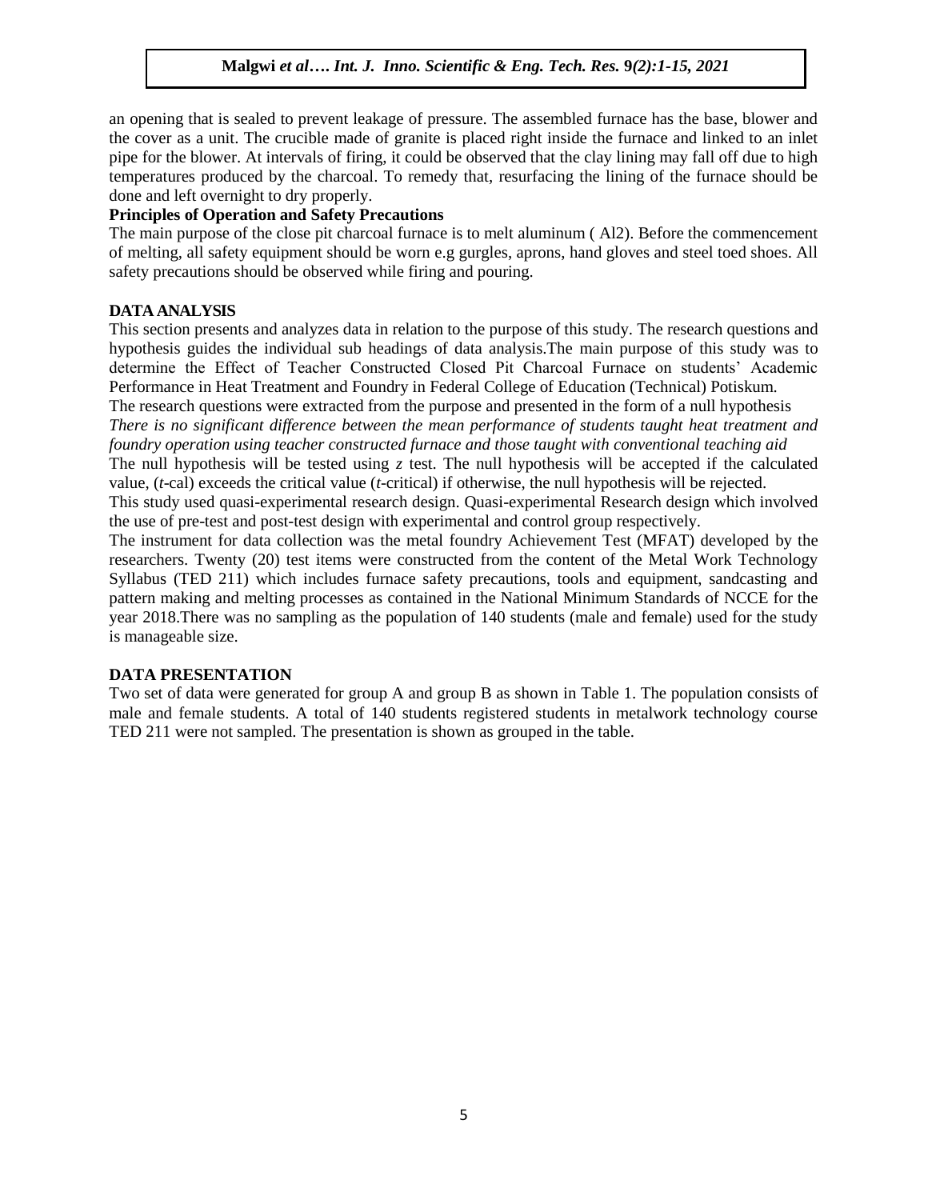an opening that is sealed to prevent leakage of pressure. The assembled furnace has the base, blower and the cover as a unit. The crucible made of granite is placed right inside the furnace and linked to an inlet pipe for the blower. At intervals of firing, it could be observed that the clay lining may fall off due to high temperatures produced by the charcoal. To remedy that, resurfacing the lining of the furnace should be done and left overnight to dry properly.

**Principles of Operation and Safety Precautions**

The main purpose of the close pit charcoal furnace is to melt aluminum ( Al2). Before the commencement of melting, all safety equipment should be worn e.g gurgles, aprons, hand gloves and steel toed shoes. All safety precautions should be observed while firing and pouring.

## DATA ANALYSIS

This section presents and analyzes data in relation to the purpose of this study. The research questions and hypothesis guides the individual sub headings of data analysis.The main purpose of this study was to determine the Effect of Teacher Constructed Closed Pit Charcoal Furnace on students' Academic Performance in Heat Treatment and Foundry in Federal College of Education (Technical) Potiskum.

The research questions were extracted from the purpose and presented in the form of a null hypothesis

*There is no significant difference between the mean performance of students taught heat treatment and foundry operation using teacher constructed furnace and those taught with conventional teaching aid*

The null hypothesis will be tested using *z* test. The null hypothesis will be accepted if the calculated value, (*t*-cal) exceeds the critical value (*t*-critical) if otherwise, the null hypothesis will be rejected.

This study used quasi-experimental research design. Quasi-experimental Research design which involved the use of pre-test and post-test design with experimental and control group respectively.

The instrument for data collection was the metal foundry Achievement Test (MFAT) developed by the researchers. Twenty (20) test items were constructed from the content of the Metal Work Technology Syllabus (TED 211) which includes furnace safety precautions, tools and equipment, sandcasting and pattern making and melting processes as contained in the National Minimum Standards of NCCE for the year 2018.There was no sampling as the population of 140 students (male and female) used for the study is manageable size.

## DATA PRESENTATION

Two set of data were generated for group A and group B as shown in Table 1. The population consists of male and female students. A total of 140 students registered students in metalwork technology course TED 211 were not sampled. The presentation is shown as grouped in the table.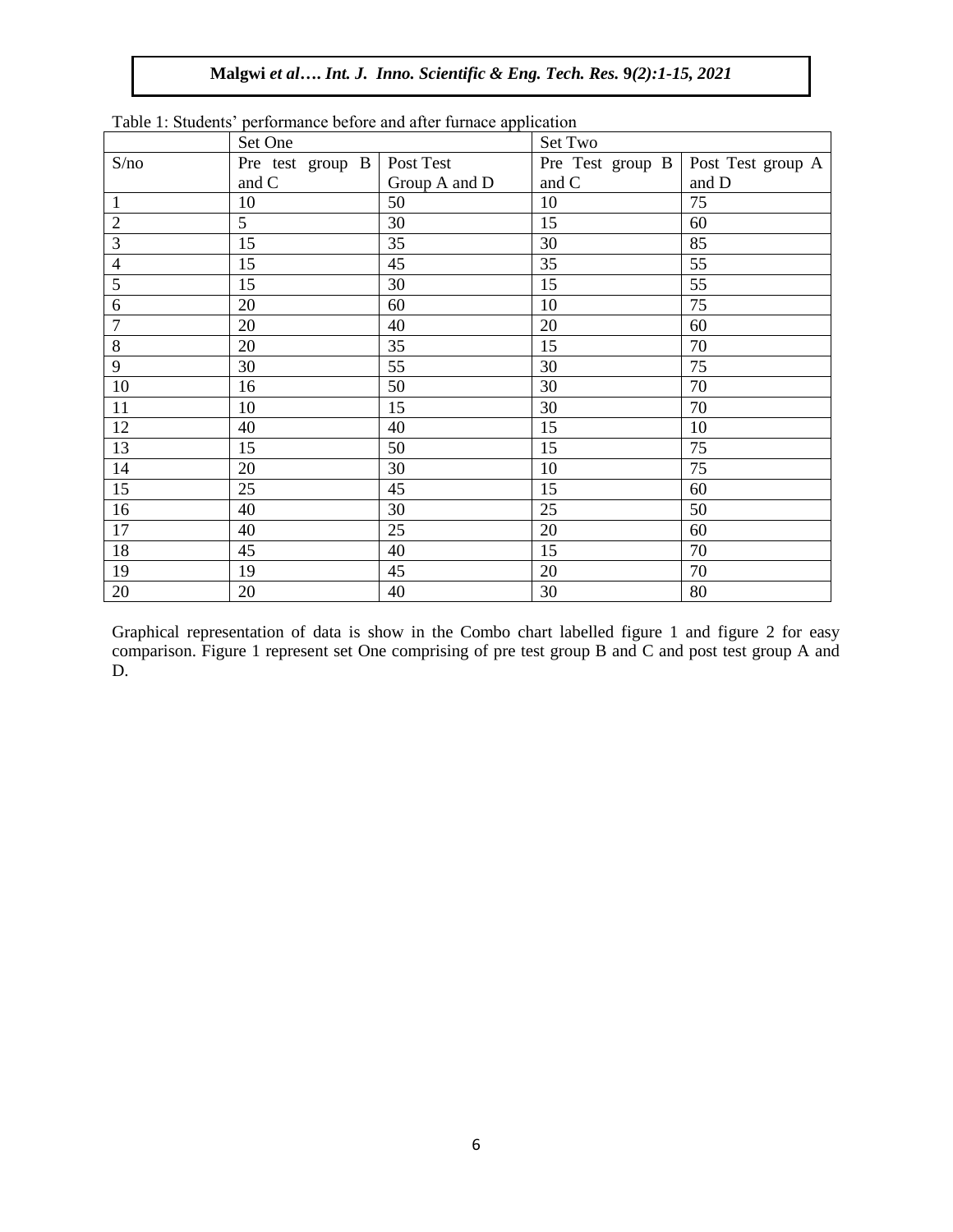Table 1: Students' performance before and after furnace application

| | Set One | | Set Two | |
|---|---|---|---|---|
| S/no | Pre test group B and C | Post Test Group A and D | Pre Test group B and C | Post Test group A and D |
| 1 | 10 | 50 | 10 | 75 |
| 2 | 5 | 30 | 15 | 60 |
| 3 | 15 | 35 | 30 | 85 |
| 4 | 15 | 45 | 35 | 55 |
| 5 | 15 | 30 | 15 | 55 |
| 6 | 20 | 60 | 10 | 75 |
| 7 | 20 | 40 | 20 | 60 |
| 8 | 20 | 35 | 15 | 70 |
| 9 | 30 | 55 | 30 | 75 |
| 10 | 16 | 50 | 30 | 70 |
| 11 | 10 | 15 | 30 | 70 |
| 12 | 40 | 40 | 15 | 10 |
| 13 | 15 | 50 | 15 | 75 |
| 14 | 20 | 30 | 10 | 75 |
| 15 | 25 | 45 | 15 | 60 |
| 16 | 40 | 30 | 25 | 50 |
| 17 | 40 | 25 | 20 | 60 |
| 18 | 45 | 40 | 15 | 70 |
| 19 | 19 | 45 | 20 | 70 |
| 20 | 20 | 40 | 30 | 80 |

Graphical representation of data is show in the Combo chart labelled figure 1 and figure 2 for easy comparison. Figure 1 represent set One comprising of pre test group B and C and post test group A and D.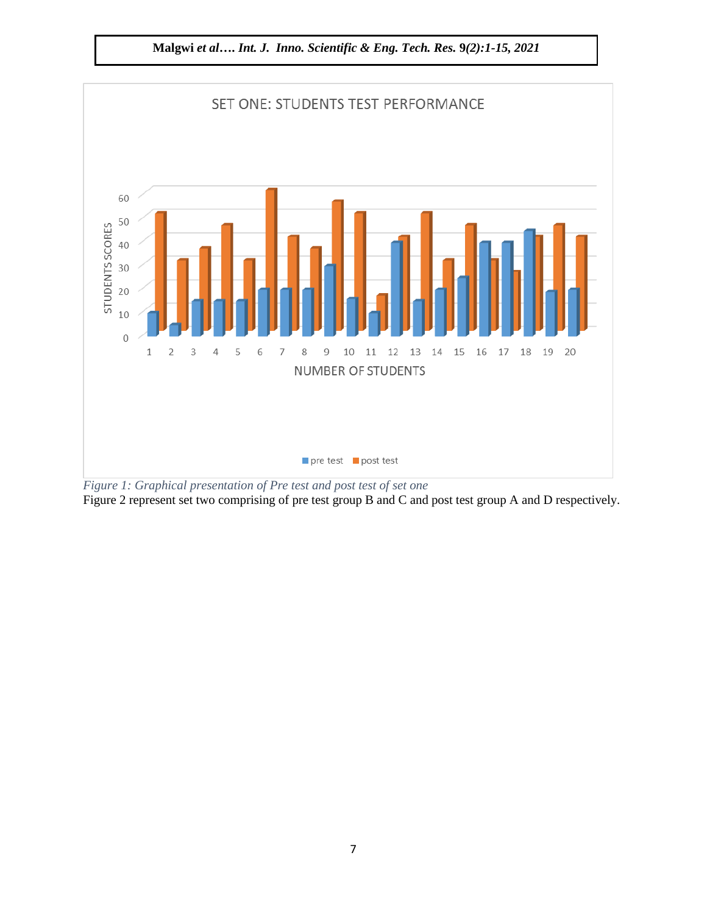*Figure 1: Graphical presentation of Pre test and post test of set one*

Figure 2 represent set two comprising of pre test group B and C and post test group A and D respectively.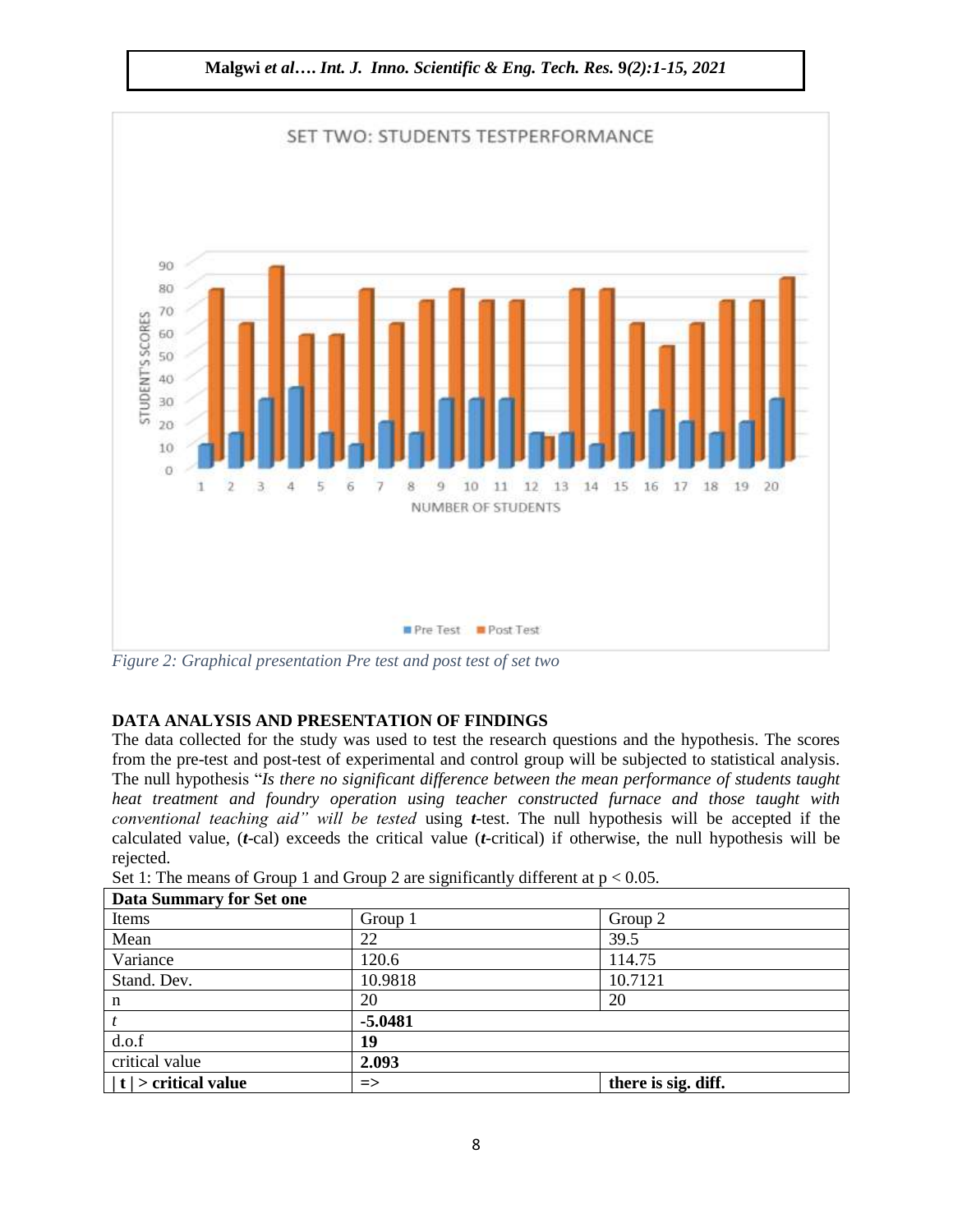Figure 2: Graphical presentation Pre test and post test of set two

## DATA ANALYSIS AND PRESENTATION OF FINDINGS

The data collected for the study was used to test the research questions and the hypothesis. The scores from the pre-test and post-test of experimental and control group will be subjected to statistical analysis. The null hypothesis "*Is there no significant difference between the mean performance of students taught heat treatment and foundry operation using teacher constructed furnace and those taught with conventional teaching aid" will be tested* using ***t***-test. The null hypothesis will be accepted if the calculated value, (***t***-cal) exceeds the critical value (***t***-critical) if otherwise, the null hypothesis will be rejected.

Set 1: The means of Group 1 and Group 2 are significantly different at $p < 0.05$.

| **Data Summary for Set one** | | |
|---|---|---|
| Items | Group 1 | Group 2 |
| Mean | 22 | 39.5 |
| Variance | 120.6 | 114.75 |
| Stand. Dev. | 10.9818 | 10.7121 |
| n | 20 | 20 |
| *t* | **-5.0481** | |
| d.o.f | **19** | |
| critical value | **2.093** | |
| **\| t \| > critical value** | **=>** | **there is sig. diff.** |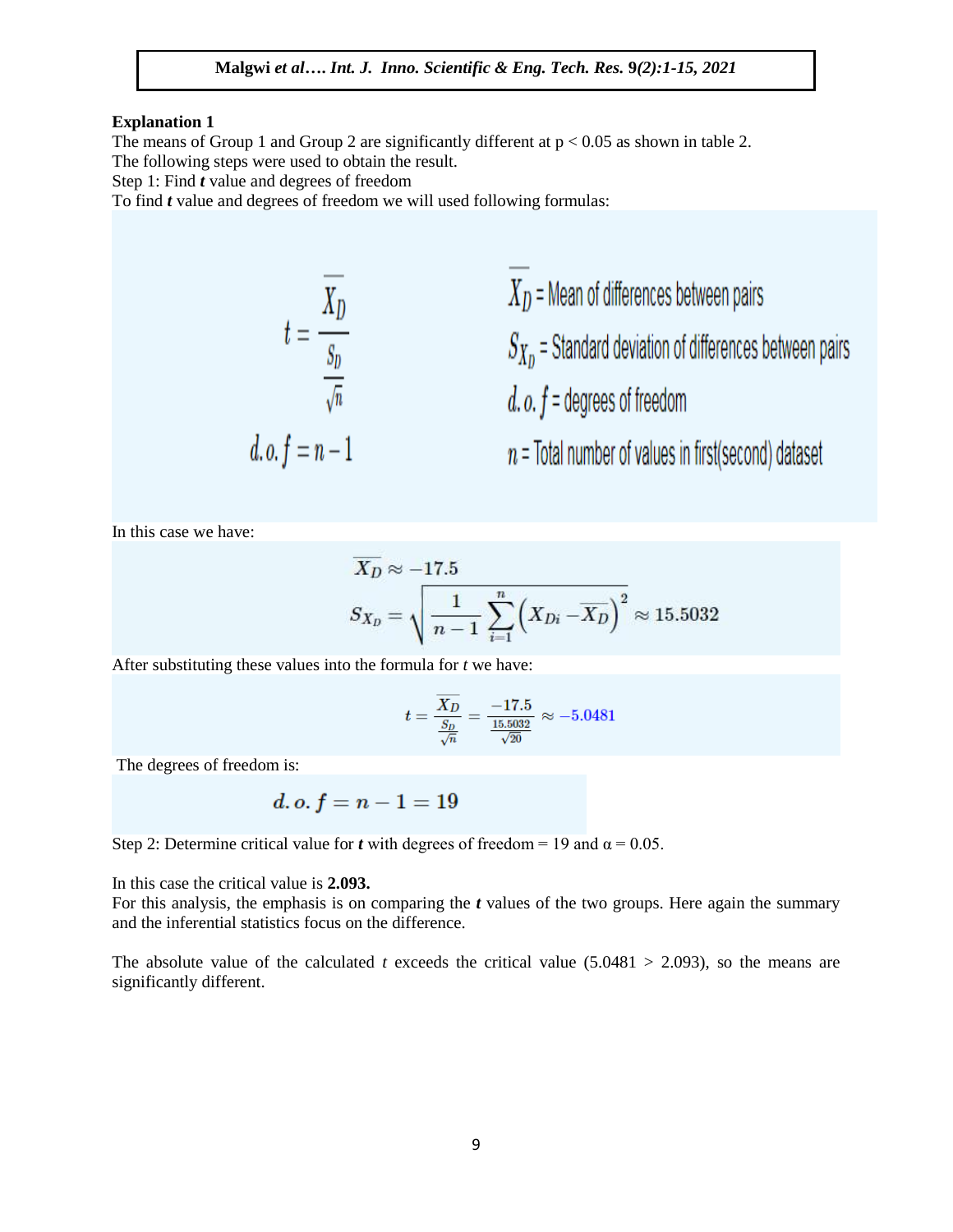**Explanation 1**

The means of Group 1 and Group 2 are significantly different at $p < 0.05$ as shown in table 2.

The following steps were used to obtain the result.

Step 1: Find ***t*** value and degrees of freedom

To find ***t*** value and degrees of freedom we will used following formulas:

$$t = \frac{\overline{X_D}}{\frac{S_D}{\sqrt{n}}}$$

$$d.o.f = n - 1$$

$\overline{X_D}$ = Mean of differences between pairs

$S_{X_D}$ = Standard deviation of differences between pairs

$d.o.f$ = degrees of freedom

$n$ = Total number of values in first(second) dataset

In this case we have:

$$\overline{X_D} \approx -17.5$$

$$S_{X_D} = \sqrt{\frac{1}{n-1}\sum_{i=1}^{n}\left(X_{Di} - \overline{X_D}\right)^2} \approx 15.5032$$

After substituting these values into the formula for *t* we have:

$$t = \frac{\overline{X_D}}{\frac{S_D}{\sqrt{n}}} = \frac{-17.5}{\frac{15.5032}{\sqrt{20}}} \approx -5.0481$$

The degrees of freedom is:

$$d.o.f = n - 1 = 19$$

Step 2: Determine critical value for ***t*** with degrees of freedom = 19 and $\alpha = 0.05$.

In this case the critical value is **2.093.**

For this analysis, the emphasis is on comparing the ***t*** values of the two groups. Here again the summary and the inferential statistics focus on the difference.

The absolute value of the calculated *t* exceeds the critical value (5.0481 > 2.093), so the means are significantly different.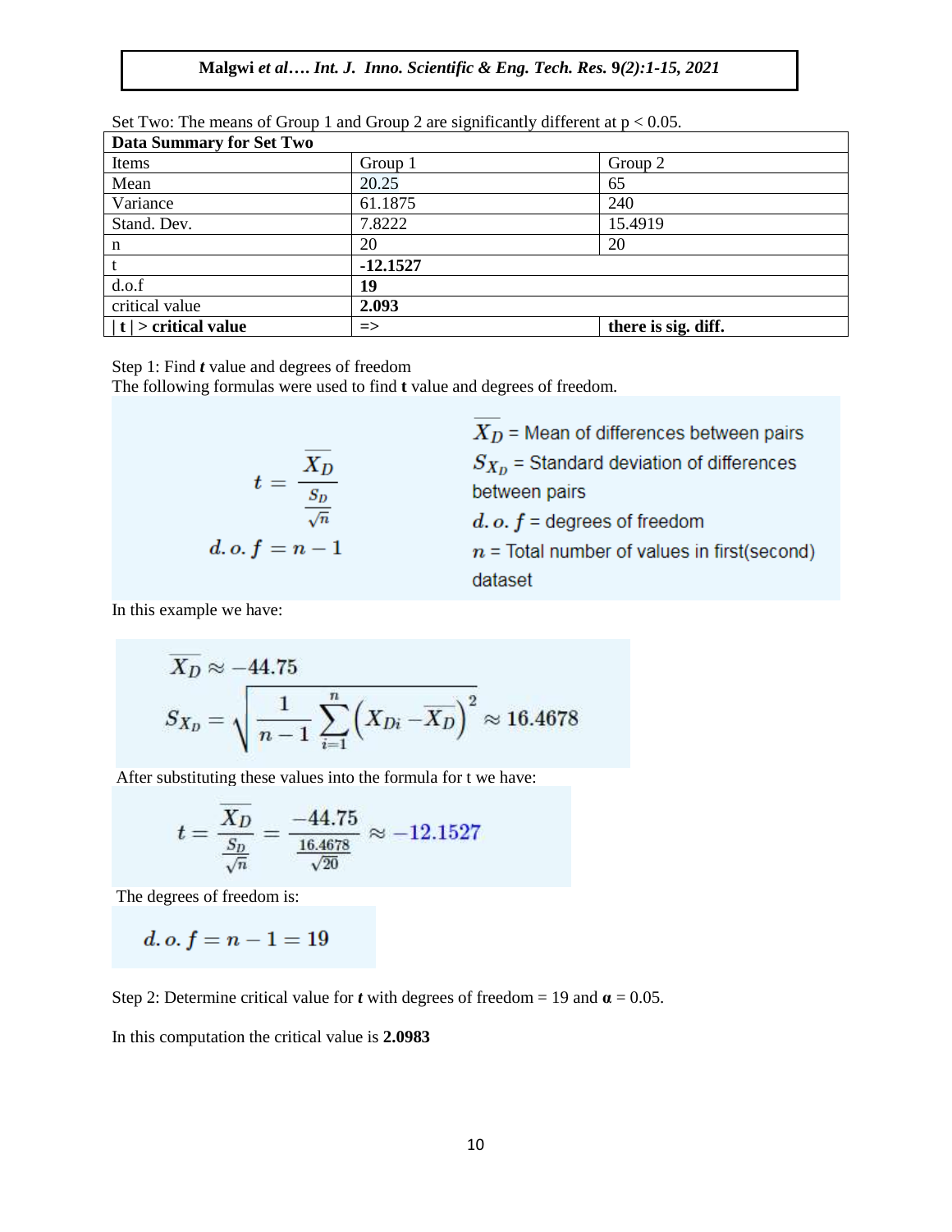Set Two: The means of Group 1 and Group 2 are significantly different at $p < 0.05$.

| Data Summary for Set Two | | |
|---|---|---|
| Items | Group 1 | Group 2 |
| Mean | 20.25 | 65 |
| Variance | 61.1875 | 240 |
| Stand. Dev. | 7.8222 | 15.4919 |
| n | 20 | 20 |
| t | **-12.1527** | |
| d.o.f | **19** | |
| critical value | **2.093** | |
| **\| t \| > critical value** | **=>** | **there is sig. diff.** |

Step 1: Find ***t*** value and degrees of freedom

The following formulas were used to find **t** value and degrees of freedom.

$$t = \frac{\overline{X_D}}{\frac{S_D}{\sqrt{n}}}$$

$$d.o.f = n - 1$$

$\overline{X_D}$ = Mean of differences between pairs

$S_{X_D}$ = Standard deviation of differences between pairs

$d.o.f$ = degrees of freedom

$n$ = Total number of values in first(second) dataset

In this example we have:

$$\overline{X_D} \approx -44.75$$

$$S_{X_D} = \sqrt{\frac{1}{n-1}\sum_{i=1}^{n}\left(X_{Di} - \overline{X_D}\right)^2} \approx 16.4678$$

After substituting these values into the formula for t we have:

$$t = \frac{\overline{X_D}}{\frac{S_D}{\sqrt{n}}} = \frac{-44.75}{\frac{16.4678}{\sqrt{20}}} \approx -12.1527$$

The degrees of freedom is:

$$d.o.f = n - 1 = 19$$

Step 2: Determine critical value for ***t*** with degrees of freedom = 19 and $\alpha = 0.05$.

In this computation the critical value is **2.0983**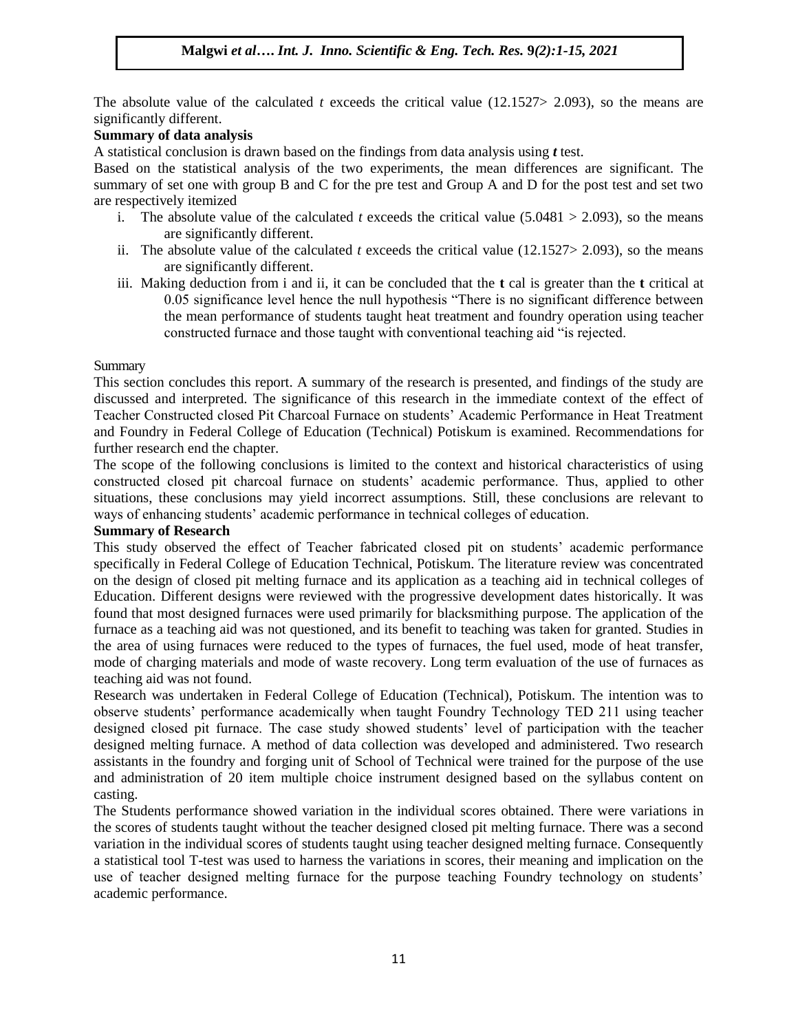The absolute value of the calculated *t* exceeds the critical value (12.1527> 2.093), so the means are significantly different.

**Summary of data analysis**

A statistical conclusion is drawn based on the findings from data analysis using ***t*** test.

Based on the statistical analysis of the two experiments, the mean differences are significant. The summary of set one with group B and C for the pre test and Group A and D for the post test and set two are respectively itemized

i. The absolute value of the calculated *t* exceeds the critical value (5.0481 > 2.093), so the means are significantly different.
ii. The absolute value of the calculated *t* exceeds the critical value (12.1527> 2.093), so the means are significantly different.
iii. Making deduction from i and ii, it can be concluded that the **t** cal is greater than the **t** critical at 0.05 significance level hence the null hypothesis "There is no significant difference between the mean performance of students taught heat treatment and foundry operation using teacher constructed furnace and those taught with conventional teaching aid "is rejected.

Summary

This section concludes this report. A summary of the research is presented, and findings of the study are discussed and interpreted. The significance of this research in the immediate context of the effect of Teacher Constructed closed Pit Charcoal Furnace on students' Academic Performance in Heat Treatment and Foundry in Federal College of Education (Technical) Potiskum is examined. Recommendations for further research end the chapter.

The scope of the following conclusions is limited to the context and historical characteristics of using constructed closed pit charcoal furnace on students' academic performance. Thus, applied to other situations, these conclusions may yield incorrect assumptions. Still, these conclusions are relevant to ways of enhancing students' academic performance in technical colleges of education.

**Summary of Research**

This study observed the effect of Teacher fabricated closed pit on students' academic performance specifically in Federal College of Education Technical, Potiskum. The literature review was concentrated on the design of closed pit melting furnace and its application as a teaching aid in technical colleges of Education. Different designs were reviewed with the progressive development dates historically. It was found that most designed furnaces were used primarily for blacksmithing purpose. The application of the furnace as a teaching aid was not questioned, and its benefit to teaching was taken for granted. Studies in the area of using furnaces were reduced to the types of furnaces, the fuel used, mode of heat transfer, mode of charging materials and mode of waste recovery. Long term evaluation of the use of furnaces as teaching aid was not found.

Research was undertaken in Federal College of Education (Technical), Potiskum. The intention was to observe students' performance academically when taught Foundry Technology TED 211 using teacher designed closed pit furnace. The case study showed students' level of participation with the teacher designed melting furnace. A method of data collection was developed and administered. Two research assistants in the foundry and forging unit of School of Technical were trained for the purpose of the use and administration of 20 item multiple choice instrument designed based on the syllabus content on casting.

The Students performance showed variation in the individual scores obtained. There were variations in the scores of students taught without the teacher designed closed pit melting furnace. There was a second variation in the individual scores of students taught using teacher designed melting furnace. Consequently a statistical tool T-test was used to harness the variations in scores, their meaning and implication on the use of teacher designed melting furnace for the purpose teaching Foundry technology on students' academic performance.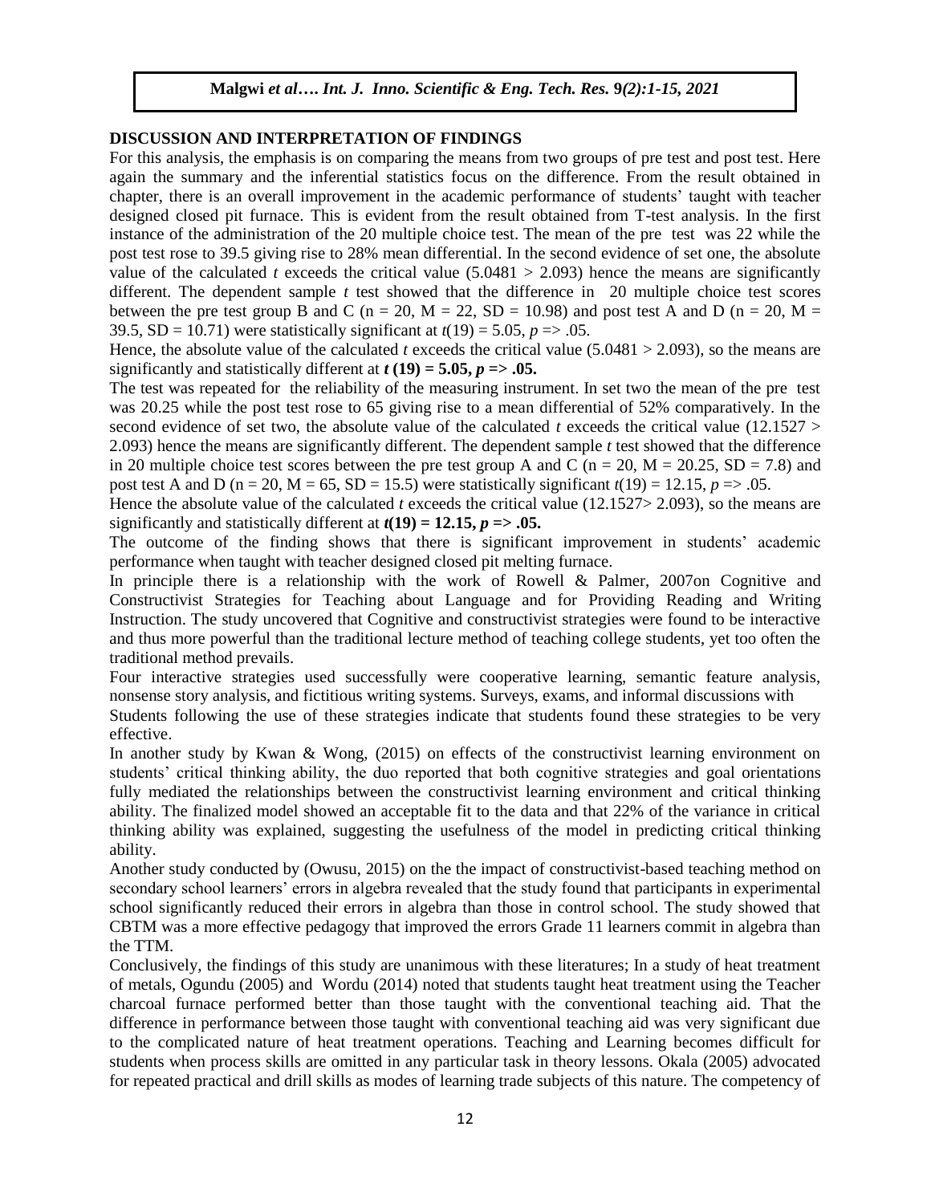## DISCUSSION AND INTERPRETATION OF FINDINGS

For this analysis, the emphasis is on comparing the means from two groups of pre test and post test. Here again the summary and the inferential statistics focus on the difference. From the result obtained in chapter, there is an overall improvement in the academic performance of students' taught with teacher designed closed pit furnace. This is evident from the result obtained from T-test analysis. In the first instance of the administration of the 20 multiple choice test. The mean of the pre test was 22 while the post test rose to 39.5 giving rise to 28% mean differential. In the second evidence of set one, the absolute value of the calculated *t* exceeds the critical value ($5.0481 > 2.093$) hence the means are significantly different. The dependent sample *t* test showed that the difference in 20 multiple choice test scores between the pre test group B and C ($n = 20$, $M = 22$, $SD = 10.98$) and post test A and D ($n = 20$, $M = 39.5$, $SD = 10.71$) were statistically significant at $t(19) = 5.05$, $p => .05$.

Hence, the absolute value of the calculated *t* exceeds the critical value ($5.0481 > 2.093$), so the means are significantly and statistically different at $\boldsymbol{t\,(19) = 5.05, p => .05}$.

The test was repeated for the reliability of the measuring instrument. In set two the mean of the pre test was 20.25 while the post test rose to 65 giving rise to a mean differential of 52% comparatively. In the second evidence of set two, the absolute value of the calculated *t* exceeds the critical value ($12.1527 > 2.093$) hence the means are significantly different. The dependent sample *t* test showed that the difference in 20 multiple choice test scores between the pre test group A and C ($n = 20$, $M = 20.25$, $SD = 7.8$) and post test A and D ($n = 20$, $M = 65$, $SD = 15.5$) were statistically significant $t(19) = 12.15$, $p => .05$.

Hence the absolute value of the calculated *t* exceeds the critical value ($12.1527 > 2.093$), so the means are significantly and statistically different at $\boldsymbol{t(19) = 12.15, p => .05}$.

The outcome of the finding shows that there is significant improvement in students' academic performance when taught with teacher designed closed pit melting furnace.

In principle there is a relationship with the work of Rowell & Palmer, 2007on Cognitive and Constructivist Strategies for Teaching about Language and for Providing Reading and Writing Instruction. The study uncovered that Cognitive and constructivist strategies were found to be interactive and thus more powerful than the traditional lecture method of teaching college students, yet too often the traditional method prevails.

Four interactive strategies used successfully were cooperative learning, semantic feature analysis, nonsense story analysis, and fictitious writing systems. Surveys, exams, and informal discussions with Students following the use of these strategies indicate that students found these strategies to be very effective.

In another study by Kwan & Wong, (2015) on effects of the constructivist learning environment on students' critical thinking ability, the duo reported that both cognitive strategies and goal orientations fully mediated the relationships between the constructivist learning environment and critical thinking ability. The finalized model showed an acceptable fit to the data and that 22% of the variance in critical thinking ability was explained, suggesting the usefulness of the model in predicting critical thinking ability.

Another study conducted by (Owusu, 2015) on the the impact of constructivist-based teaching method on secondary school learners' errors in algebra revealed that the study found that participants in experimental school significantly reduced their errors in algebra than those in control school. The study showed that CBTM was a more effective pedagogy that improved the errors Grade 11 learners commit in algebra than the TTM.

Conclusively, the findings of this study are unanimous with these literatures; In a study of heat treatment of metals, Ogundu (2005) and Wordu (2014) noted that students taught heat treatment using the Teacher charcoal furnace performed better than those taught with the conventional teaching aid. That the difference in performance between those taught with conventional teaching aid was very significant due to the complicated nature of heat treatment operations. Teaching and Learning becomes difficult for students when process skills are omitted in any particular task in theory lessons. Okala (2005) advocated for repeated practical and drill skills as modes of learning trade subjects of this nature. The competency of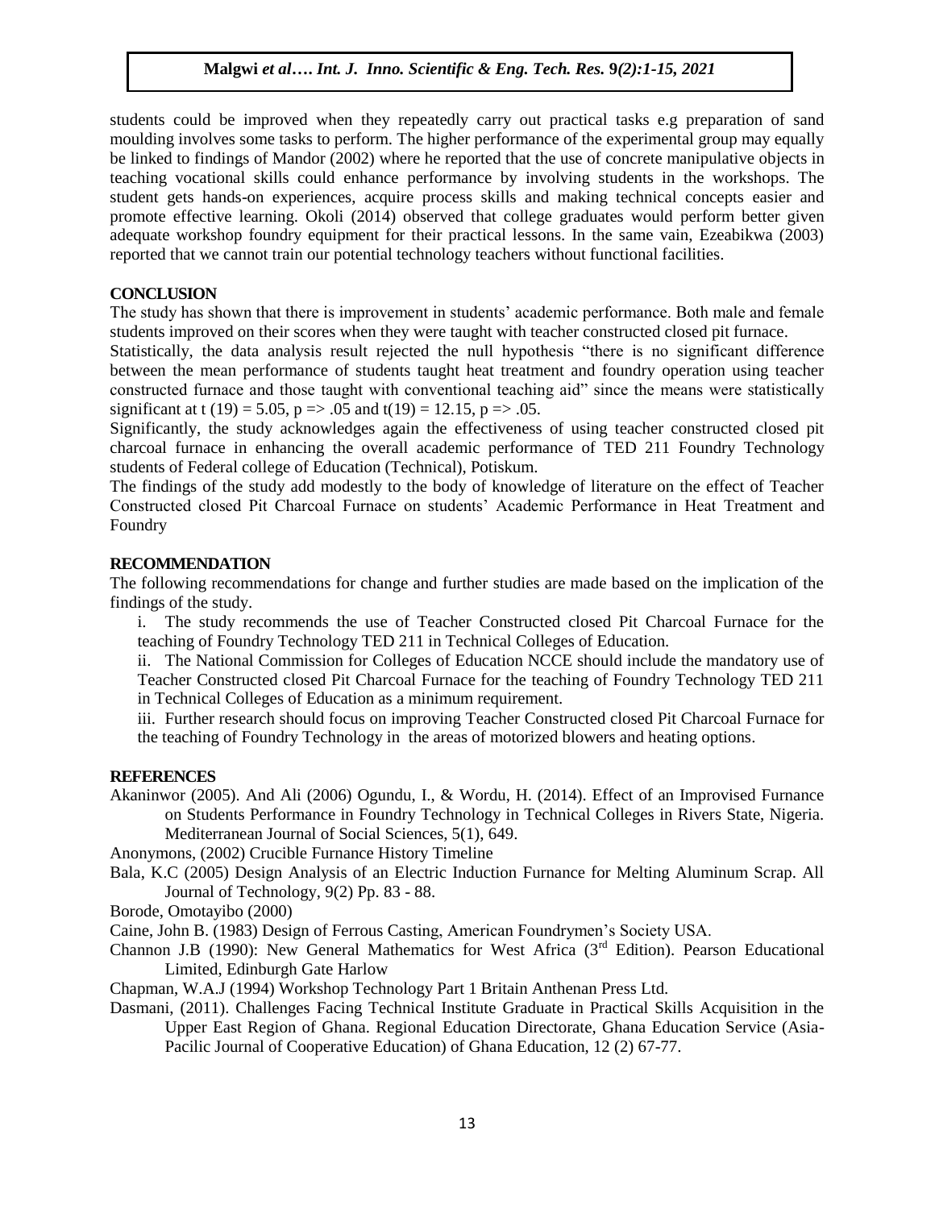students could be improved when they repeatedly carry out practical tasks e.g preparation of sand moulding involves some tasks to perform. The higher performance of the experimental group may equally be linked to findings of Mandor (2002) where he reported that the use of concrete manipulative objects in teaching vocational skills could enhance performance by involving students in the workshops. The student gets hands-on experiences, acquire process skills and making technical concepts easier and promote effective learning. Okoli (2014) observed that college graduates would perform better given adequate workshop foundry equipment for their practical lessons. In the same vain, Ezeabikwa (2003) reported that we cannot train our potential technology teachers without functional facilities.

## CONCLUSION

The study has shown that there is improvement in students' academic performance. Both male and female students improved on their scores when they were taught with teacher constructed closed pit furnace.

Statistically, the data analysis result rejected the null hypothesis "there is no significant difference between the mean performance of students taught heat treatment and foundry operation using teacher constructed furnace and those taught with conventional teaching aid" since the means were statistically significant at $t(19) = 5.05$, $p => .05$ and $t(19) = 12.15$, $p => .05$.

Significantly, the study acknowledges again the effectiveness of using teacher constructed closed pit charcoal furnace in enhancing the overall academic performance of TED 211 Foundry Technology students of Federal college of Education (Technical), Potiskum.

The findings of the study add modestly to the body of knowledge of literature on the effect of Teacher Constructed closed Pit Charcoal Furnace on students' Academic Performance in Heat Treatment and Foundry

## RECOMMENDATION

The following recommendations for change and further studies are made based on the implication of the findings of the study.

i. The study recommends the use of Teacher Constructed closed Pit Charcoal Furnace for the teaching of Foundry Technology TED 211 in Technical Colleges of Education.

ii. The National Commission for Colleges of Education NCCE should include the mandatory use of Teacher Constructed closed Pit Charcoal Furnace for the teaching of Foundry Technology TED 211 in Technical Colleges of Education as a minimum requirement.

iii. Further research should focus on improving Teacher Constructed closed Pit Charcoal Furnace for the teaching of Foundry Technology in the areas of motorized blowers and heating options.

## REFERENCES

Akaninwor (2005). And Ali (2006) Ogundu, I., & Wordu, H. (2014). Effect of an Improvised Furnance on Students Performance in Foundry Technology in Technical Colleges in Rivers State, Nigeria. Mediterranean Journal of Social Sciences, 5(1), 649.

Anonymons, (2002) Crucible Furnance History Timeline

Bala, K.C (2005) Design Analysis of an Electric Induction Furnance for Melting Aluminum Scrap. All Journal of Technology, 9(2) Pp. 83 - 88.

Borode, Omotayibo (2000)

Caine, John B. (1983) Design of Ferrous Casting, American Foundrymen's Society USA.

Channon J.B (1990): New General Mathematics for West Africa (3rd Edition). Pearson Educational Limited, Edinburgh Gate Harlow

Chapman, W.A.J (1994) Workshop Technology Part 1 Britain Anthenan Press Ltd.

Dasmani, (2011). Challenges Facing Technical Institute Graduate in Practical Skills Acquisition in the Upper East Region of Ghana. Regional Education Directorate, Ghana Education Service (Asia-Pacilic Journal of Cooperative Education) of Ghana Education, 12 (2) 67-77.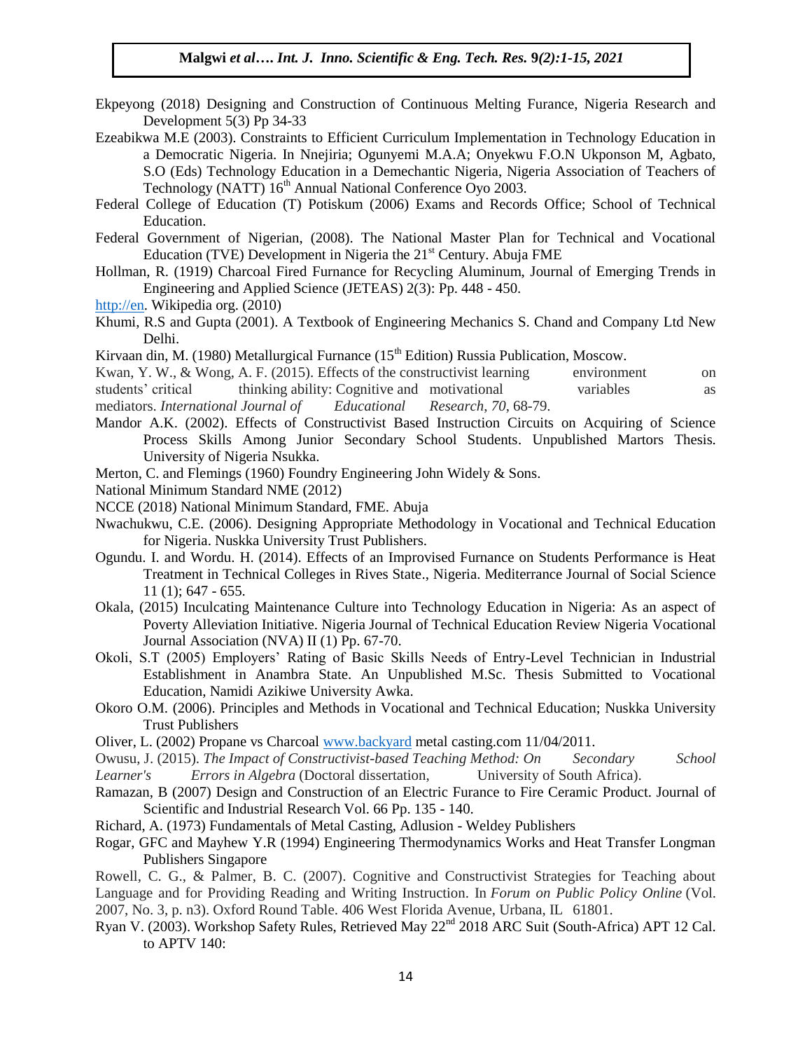Ekpeyong (2018) Designing and Construction of Continuous Melting Furance, Nigeria Research and Development 5(3) Pp 34-33

Ezeabikwa M.E (2003). Constraints to Efficient Curriculum Implementation in Technology Education in a Democratic Nigeria. In Nnejiria; Ogunyemi M.A.A; Onyekwu F.O.N Ukponson M, Agbato, S.O (Eds) Technology Education in a Demechantic Nigeria, Nigeria Association of Teachers of Technology (NATT) 16th Annual National Conference Oyo 2003.

Federal College of Education (T) Potiskum (2006) Exams and Records Office; School of Technical Education.

Federal Government of Nigerian, (2008). The National Master Plan for Technical and Vocational Education (TVE) Development in Nigeria the 21st Century. Abuja FME

Hollman, R. (1919) Charcoal Fired Furnance for Recycling Aluminum, Journal of Emerging Trends in Engineering and Applied Science (JETEAS) 2(3): Pp. 448 - 450.

http://en. Wikipedia org. (2010)

Khumi, R.S and Gupta (2001). A Textbook of Engineering Mechanics S. Chand and Company Ltd New Delhi.

Kirvaan din, M. (1980) Metallurgical Furnance (15th Edition) Russia Publication, Moscow.

Kwan, Y. W., & Wong, A. F. (2015). Effects of the constructivist learning environment on students' critical thinking ability: Cognitive and motivational variables as mediators. *International Journal of Educational Research, 70*, 68-79.

Mandor A.K. (2002). Effects of Constructivist Based Instruction Circuits on Acquiring of Science Process Skills Among Junior Secondary School Students. Unpublished Martors Thesis. University of Nigeria Nsukka.

Merton, C. and Flemings (1960) Foundry Engineering John Widely & Sons.

National Minimum Standard NME (2012)

NCCE (2018) National Minimum Standard, FME. Abuja

Nwachukwu, C.E. (2006). Designing Appropriate Methodology in Vocational and Technical Education for Nigeria. Nuskka University Trust Publishers.

Ogundu. I. and Wordu. H. (2014). Effects of an Improvised Furnance on Students Performance is Heat Treatment in Technical Colleges in Rives State., Nigeria. Mediterrance Journal of Social Science 11 (1); 647 - 655.

Okala, (2015) Inculcating Maintenance Culture into Technology Education in Nigeria: As an aspect of Poverty Alleviation Initiative. Nigeria Journal of Technical Education Review Nigeria Vocational Journal Association (NVA) II (1) Pp. 67-70.

Okoli, S.T (2005) Employers' Rating of Basic Skills Needs of Entry-Level Technician in Industrial Establishment in Anambra State. An Unpublished M.Sc. Thesis Submitted to Vocational Education, Namidi Azikiwe University Awka.

Okoro O.M. (2006). Principles and Methods in Vocational and Technical Education; Nuskka University Trust Publishers

Oliver, L. (2002) Propane vs Charcoal www.backyard metal casting.com 11/04/2011.

Owusu, J. (2015). *The Impact of Constructivist-based Teaching Method: On Secondary School Learner's Errors in Algebra* (Doctoral dissertation, University of South Africa).

Ramazan, B (2007) Design and Construction of an Electric Furance to Fire Ceramic Product. Journal of Scientific and Industrial Research Vol. 66 Pp. 135 - 140.

Richard, A. (1973) Fundamentals of Metal Casting, Adlusion - Weldey Publishers

Rogar, GFC and Mayhew Y.R (1994) Engineering Thermodynamics Works and Heat Transfer Longman Publishers Singapore

Rowell, C. G., & Palmer, B. C. (2007). Cognitive and Constructivist Strategies for Teaching about Language and for Providing Reading and Writing Instruction. In *Forum on Public Policy Online* (Vol. 2007, No. 3, p. n3). Oxford Round Table. 406 West Florida Avenue, Urbana, IL 61801.

Ryan V. (2003). Workshop Safety Rules, Retrieved May 22nd 2018 ARC Suit (South-Africa) APT 12 Cal. to APTV 140: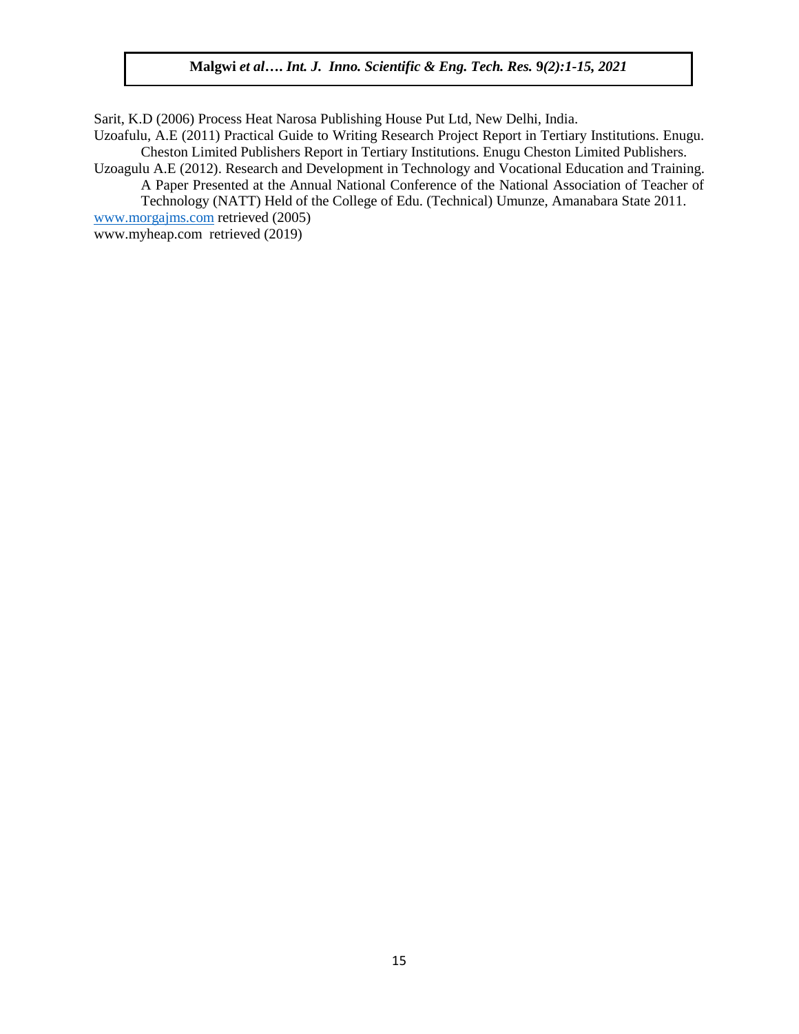Sarit, K.D (2006) Process Heat Narosa Publishing House Put Ltd, New Delhi, India.

Uzoafulu, A.E (2011) Practical Guide to Writing Research Project Report in Tertiary Institutions. Enugu. Cheston Limited Publishers Report in Tertiary Institutions. Enugu Cheston Limited Publishers.

Uzoagulu A.E (2012). Research and Development in Technology and Vocational Education and Training. A Paper Presented at the Annual National Conference of the National Association of Teacher of Technology (NATT) Held of the College of Edu. (Technical) Umunze, Amanabara State 2011.

www.morgajms.com retrieved (2005)

www.myheap.com retrieved (2019)